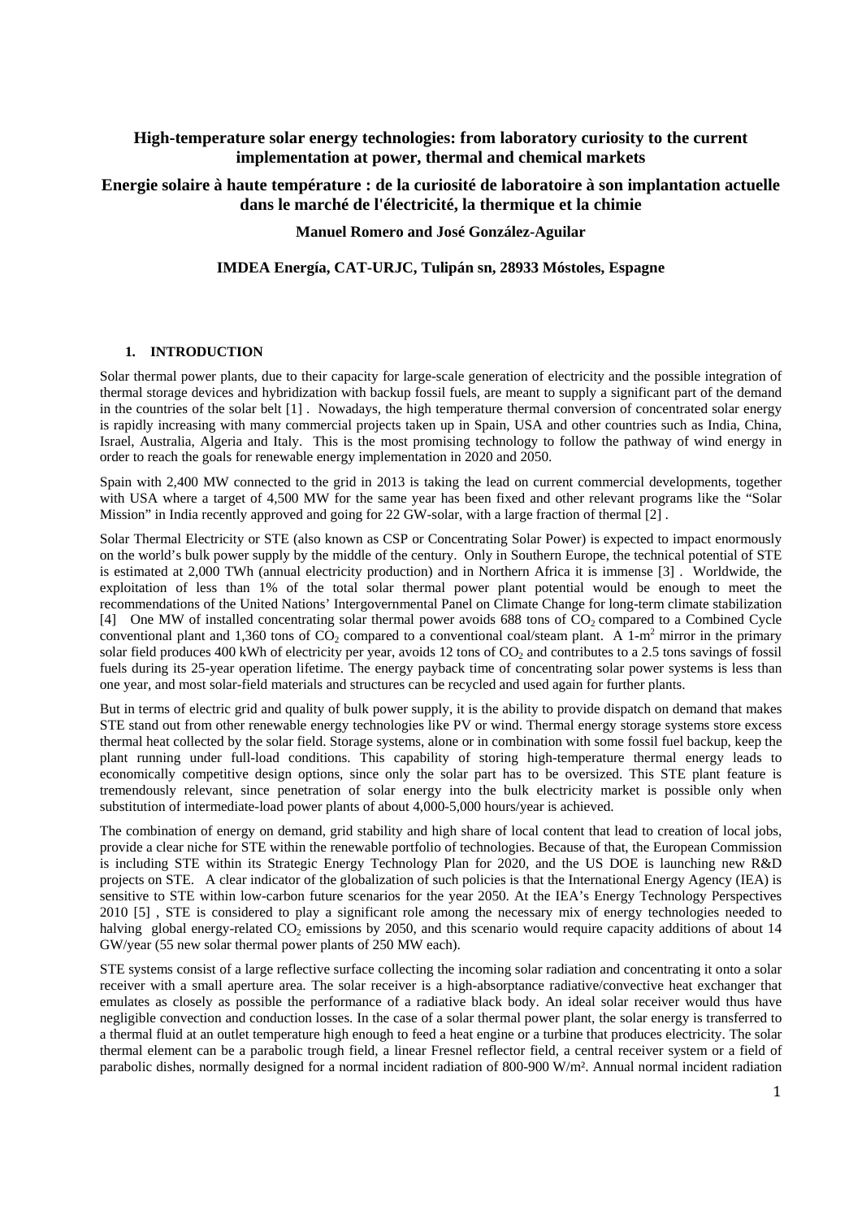# High-temperature solar energy technologies: from laboratory curiosity to the current implementation at power, thermal and chemical markets

# Energie solaire à haute température : de la curiosité de laboratoire à son implantation actuelle dans le marché de l'électricité, la thermique et la chimie

**Manuel Romero and José González-Aguilar**

**IMDEA Energía, CAT-URJC, Tulipán sn, 28933 Móstoles, Espagne**

## 1. INTRODUCTION

Solar thermal power plants, due to their capacity for large-scale generation of electricity and the possible integration of thermal storage devices and hybridization with backup fossil fuels, are meant to supply a significant part of the demand in the countries of the solar belt [1] . Nowadays, the high temperature thermal conversion of concentrated solar energy is rapidly increasing with many commercial projects taken up in Spain, USA and other countries such as India, China, Israel, Australia, Algeria and Italy. This is the most promising technology to follow the pathway of wind energy in order to reach the goals for renewable energy implementation in 2020 and 2050.

Spain with 2,400 MW connected to the grid in 2013 is taking the lead on current commercial developments, together with USA where a target of 4,500 MW for the same year has been fixed and other relevant programs like the "Solar Mission" in India recently approved and going for 22 GW-solar, with a large fraction of thermal [2] .

Solar Thermal Electricity or STE (also known as CSP or Concentrating Solar Power) is expected to impact enormously on the world's bulk power supply by the middle of the century. Only in Southern Europe, the technical potential of STE is estimated at 2,000 TWh (annual electricity production) and in Northern Africa it is immense [3] . Worldwide, the exploitation of less than 1% of the total solar thermal power plant potential would be enough to meet the recommendations of the United Nations' Intergovernmental Panel on Climate Change for long-term climate stabilization [4] One MW of installed concentrating solar thermal power avoids 688 tons of $CO_2$ compared to a Combined Cycle conventional plant and 1,360 tons of $CO_2$ compared to a conventional coal/steam plant. A 1-$m^2$ mirror in the primary solar field produces 400 kWh of electricity per year, avoids 12 tons of $CO_2$ and contributes to a 2.5 tons savings of fossil fuels during its 25-year operation lifetime. The energy payback time of concentrating solar power systems is less than one year, and most solar-field materials and structures can be recycled and used again for further plants.

But in terms of electric grid and quality of bulk power supply, it is the ability to provide dispatch on demand that makes STE stand out from other renewable energy technologies like PV or wind. Thermal energy storage systems store excess thermal heat collected by the solar field. Storage systems, alone or in combination with some fossil fuel backup, keep the plant running under full-load conditions. This capability of storing high-temperature thermal energy leads to economically competitive design options, since only the solar part has to be oversized. This STE plant feature is tremendously relevant, since penetration of solar energy into the bulk electricity market is possible only when substitution of intermediate-load power plants of about 4,000-5,000 hours/year is achieved.

The combination of energy on demand, grid stability and high share of local content that lead to creation of local jobs, provide a clear niche for STE within the renewable portfolio of technologies. Because of that, the European Commission is including STE within its Strategic Energy Technology Plan for 2020, and the US DOE is launching new R&D projects on STE. A clear indicator of the globalization of such policies is that the International Energy Agency (IEA) is sensitive to STE within low-carbon future scenarios for the year 2050. At the IEA's Energy Technology Perspectives 2010 [5] , STE is considered to play a significant role among the necessary mix of energy technologies needed to halving global energy-related $CO_2$ emissions by 2050, and this scenario would require capacity additions of about 14 GW/year (55 new solar thermal power plants of 250 MW each).

STE systems consist of a large reflective surface collecting the incoming solar radiation and concentrating it onto a solar receiver with a small aperture area. The solar receiver is a high-absorptance radiative/convective heat exchanger that emulates as closely as possible the performance of a radiative black body. An ideal solar receiver would thus have negligible convection and conduction losses. In the case of a solar thermal power plant, the solar energy is transferred to a thermal fluid at an outlet temperature high enough to feed a heat engine or a turbine that produces electricity. The solar thermal element can be a parabolic trough field, a linear Fresnel reflector field, a central receiver system or a field of parabolic dishes, normally designed for a normal incident radiation of 800-900 W/m². Annual normal incident radiation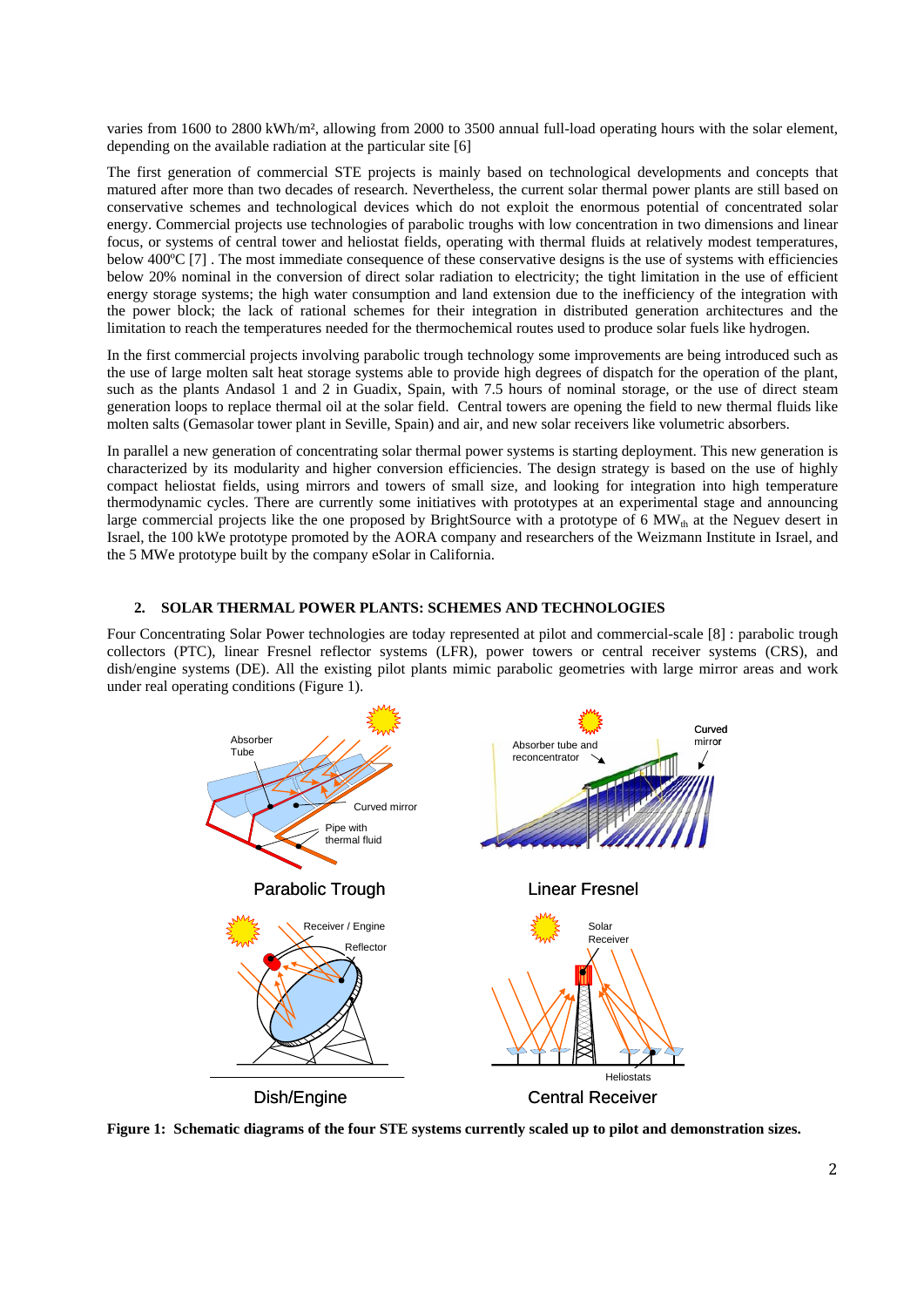varies from 1600 to 2800 kWh/m², allowing from 2000 to 3500 annual full-load operating hours with the solar element, depending on the available radiation at the particular site [6]

The first generation of commercial STE projects is mainly based on technological developments and concepts that matured after more than two decades of research. Nevertheless, the current solar thermal power plants are still based on conservative schemes and technological devices which do not exploit the enormous potential of concentrated solar energy. Commercial projects use technologies of parabolic troughs with low concentration in two dimensions and linear focus, or systems of central tower and heliostat fields, operating with thermal fluids at relatively modest temperatures, below 400ºC [7] . The most immediate consequence of these conservative designs is the use of systems with efficiencies below 20% nominal in the conversion of direct solar radiation to electricity; the tight limitation in the use of efficient energy storage systems; the high water consumption and land extension due to the inefficiency of the integration with the power block; the lack of rational schemes for their integration in distributed generation architectures and the limitation to reach the temperatures needed for the thermochemical routes used to produce solar fuels like hydrogen.

In the first commercial projects involving parabolic trough technology some improvements are being introduced such as the use of large molten salt heat storage systems able to provide high degrees of dispatch for the operation of the plant, such as the plants Andasol 1 and 2 in Guadix, Spain, with 7.5 hours of nominal storage, or the use of direct steam generation loops to replace thermal oil at the solar field. Central towers are opening the field to new thermal fluids like molten salts (Gemasolar tower plant in Seville, Spain) and air, and new solar receivers like volumetric absorbers.

In parallel a new generation of concentrating solar thermal power systems is starting deployment. This new generation is characterized by its modularity and higher conversion efficiencies. The design strategy is based on the use of highly compact heliostat fields, using mirrors and towers of small size, and looking for integration into high temperature thermodynamic cycles. There are currently some initiatives with prototypes at an experimental stage and announcing large commercial projects like the one proposed by BrightSource with a prototype of 6 $MW_{th}$ at the Neguev desert in Israel, the 100 kWe prototype promoted by the AORA company and researchers of the Weizmann Institute in Israel, and the 5 MWe prototype built by the company eSolar in California.

## 2. SOLAR THERMAL POWER PLANTS: SCHEMES AND TECHNOLOGIES

Four Concentrating Solar Power technologies are today represented at pilot and commercial-scale [8] : parabolic trough collectors (PTC), linear Fresnel reflector systems (LFR), power towers or central receiver systems (CRS), and dish/engine systems (DE). All the existing pilot plants mimic parabolic geometries with large mirror areas and work under real operating conditions (Figure 1).

Absorber Tube
Curved mirror
Pipe with thermal fluid
Parabolic Trough

Absorber tube and reconcentrator
Curved mirror
Linear Fresnel

Receiver / Engine
Reflector
Dish/Engine

Solar Receiver
Heliostats
Central Receiver

**Figure 1: Schematic diagrams of the four STE systems currently scaled up to pilot and demonstration sizes.**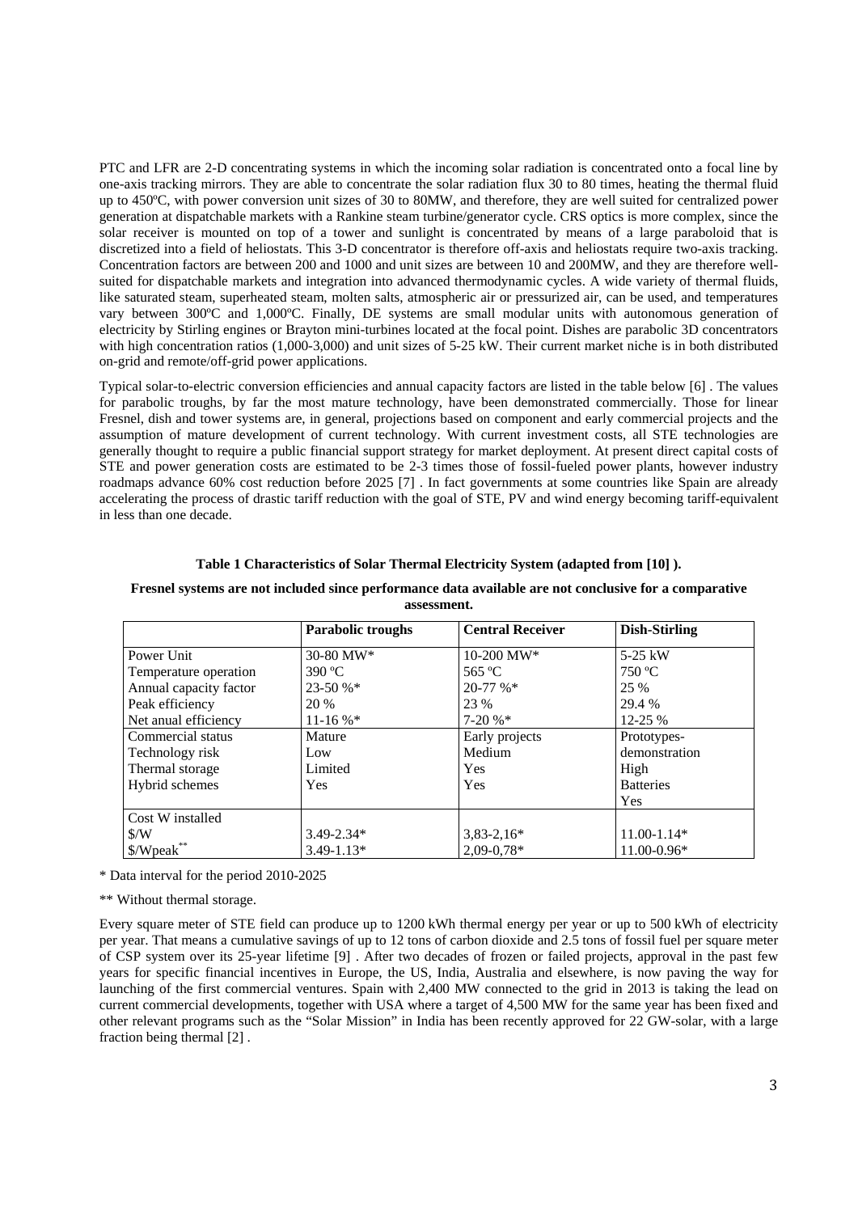PTC and LFR are 2-D concentrating systems in which the incoming solar radiation is concentrated onto a focal line by one-axis tracking mirrors. They are able to concentrate the solar radiation flux 30 to 80 times, heating the thermal fluid up to 450ºC, with power conversion unit sizes of 30 to 80MW, and therefore, they are well suited for centralized power generation at dispatchable markets with a Rankine steam turbine/generator cycle. CRS optics is more complex, since the solar receiver is mounted on top of a tower and sunlight is concentrated by means of a large paraboloid that is discretized into a field of heliostats. This 3-D concentrator is therefore off-axis and heliostats require two-axis tracking. Concentration factors are between 200 and 1000 and unit sizes are between 10 and 200MW, and they are therefore well-suited for dispatchable markets and integration into advanced thermodynamic cycles. A wide variety of thermal fluids, like saturated steam, superheated steam, molten salts, atmospheric air or pressurized air, can be used, and temperatures vary between 300ºC and 1,000ºC. Finally, DE systems are small modular units with autonomous generation of electricity by Stirling engines or Brayton mini-turbines located at the focal point. Dishes are parabolic 3D concentrators with high concentration ratios (1,000-3,000) and unit sizes of 5-25 kW. Their current market niche is in both distributed on-grid and remote/off-grid power applications.

Typical solar-to-electric conversion efficiencies and annual capacity factors are listed in the table below [6] . The values for parabolic troughs, by far the most mature technology, have been demonstrated commercially. Those for linear Fresnel, dish and tower systems are, in general, projections based on component and early commercial projects and the assumption of mature development of current technology. With current investment costs, all STE technologies are generally thought to require a public financial support strategy for market deployment. At present direct capital costs of STE and power generation costs are estimated to be 2-3 times those of fossil-fueled power plants, however industry roadmaps advance 60% cost reduction before 2025 [7] . In fact governments at some countries like Spain are already accelerating the process of drastic tariff reduction with the goal of STE, PV and wind energy becoming tariff-equivalent in less than one decade.

**Table 1 Characteristics of Solar Thermal Electricity System (adapted from [10] ).**

**Fresnel systems are not included since performance data available are not conclusive for a comparative assessment.**

| | Parabolic troughs | Central Receiver | Dish-Stirling |
|---|---|---|---|
| Power Unit | 30-80 MW* | 10-200 MW* | 5-25 kW |
| Temperature operation | 390 ºC | 565 ºC | 750 ºC |
| Annual capacity factor | 23-50 %* | 20-77 %* | 25 % |
| Peak efficiency | 20 % | 23 % | 29.4 % |
| Net anual efficiency | 11-16 %* | 7-20 %* | 12-25 % |
| Commercial status | Mature | Early projects | Prototypes-demonstration |
| Technology risk | Low | Medium | High |
| Thermal storage | Limited | Yes | Batteries |
| Hybrid schemes | Yes | Yes | Yes |
| Cost W installed | | | |
| $/W | 3.49-2.34* | 3,83-2,16* | 11.00-1.14* |
| $/Wpeak** | 3.49-1.13* | 2,09-0,78* | 11.00-0.96* |

\* Data interval for the period 2010-2025

** Without thermal storage.

Every square meter of STE field can produce up to 1200 kWh thermal energy per year or up to 500 kWh of electricity per year. That means a cumulative savings of up to 12 tons of carbon dioxide and 2.5 tons of fossil fuel per square meter of CSP system over its 25-year lifetime [9] . After two decades of frozen or failed projects, approval in the past few years for specific financial incentives in Europe, the US, India, Australia and elsewhere, is now paving the way for launching of the first commercial ventures. Spain with 2,400 MW connected to the grid in 2013 is taking the lead on current commercial developments, together with USA where a target of 4,500 MW for the same year has been fixed and other relevant programs such as the "Solar Mission" in India has been recently approved for 22 GW-solar, with a large fraction being thermal [2] .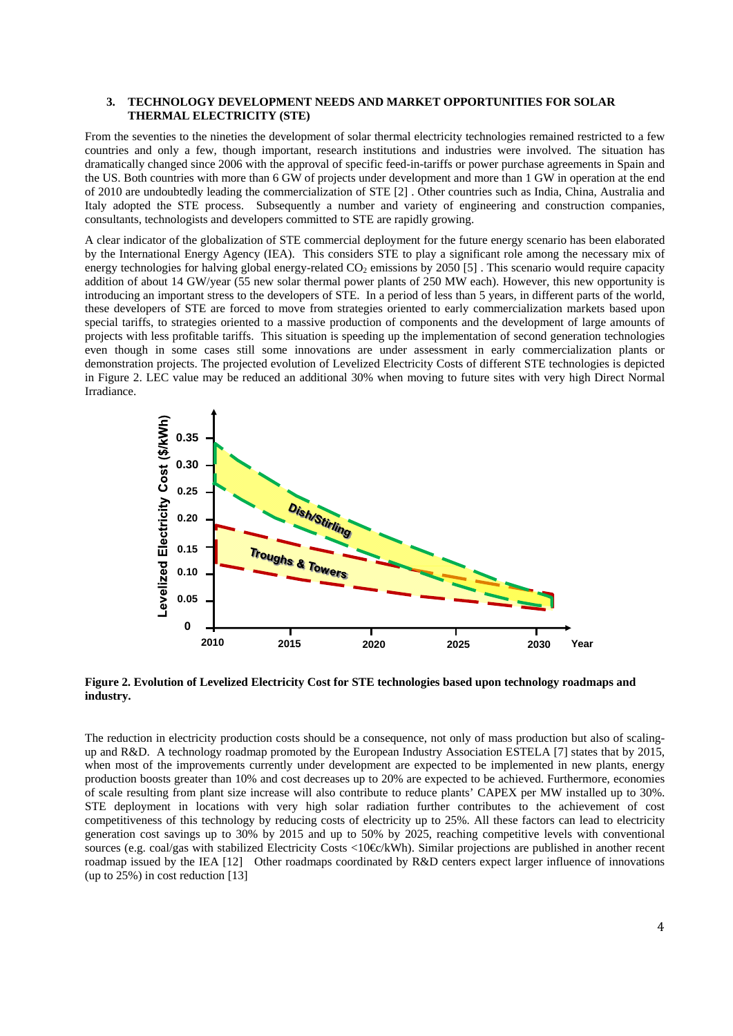### 3. TECHNOLOGY DEVELOPMENT NEEDS AND MARKET OPPORTUNITIES FOR SOLAR THERMAL ELECTRICITY (STE)

From the seventies to the nineties the development of solar thermal electricity technologies remained restricted to a few countries and only a few, though important, research institutions and industries were involved. The situation has dramatically changed since 2006 with the approval of specific feed-in-tariffs or power purchase agreements in Spain and the US. Both countries with more than 6 GW of projects under development and more than 1 GW in operation at the end of 2010 are undoubtedly leading the commercialization of STE [2] . Other countries such as India, China, Australia and Italy adopted the STE process. Subsequently a number and variety of engineering and construction companies, consultants, technologists and developers committed to STE are rapidly growing.

A clear indicator of the globalization of STE commercial deployment for the future energy scenario has been elaborated by the International Energy Agency (IEA). This considers STE to play a significant role among the necessary mix of energy technologies for halving global energy-related $CO_2$ emissions by 2050 [5] . This scenario would require capacity addition of about 14 GW/year (55 new solar thermal power plants of 250 MW each). However, this new opportunity is introducing an important stress to the developers of STE. In a period of less than 5 years, in different parts of the world, these developers of STE are forced to move from strategies oriented to early commercialization markets based upon special tariffs, to strategies oriented to a massive production of components and the development of large amounts of projects with less profitable tariffs. This situation is speeding up the implementation of second generation technologies even though in some cases still some innovations are under assessment in early commercialization plants or demonstration projects. The projected evolution of Levelized Electricity Costs of different STE technologies is depicted in Figure 2. LEC value may be reduced an additional 30% when moving to future sites with very high Direct Normal Irradiance.

**Figure 2. Evolution of Levelized Electricity Cost for STE technologies based upon technology roadmaps and industry.**

The reduction in electricity production costs should be a consequence, not only of mass production but also of scaling-up and R&D. A technology roadmap promoted by the European Industry Association ESTELA [7] states that by 2015, when most of the improvements currently under development are expected to be implemented in new plants, energy production boosts greater than 10% and cost decreases up to 20% are expected to be achieved. Furthermore, economies of scale resulting from plant size increase will also contribute to reduce plants' CAPEX per MW installed up to 30%. STE deployment in locations with very high solar radiation further contributes to the achievement of cost competitiveness of this technology by reducing costs of electricity up to 25%. All these factors can lead to electricity generation cost savings up to 30% by 2015 and up to 50% by 2025, reaching competitive levels with conventional sources (e.g. coal/gas with stabilized Electricity Costs <10€c/kWh). Similar projections are published in another recent roadmap issued by the IEA [12] Other roadmaps coordinated by R&D centers expect larger influence of innovations (up to 25%) in cost reduction [13]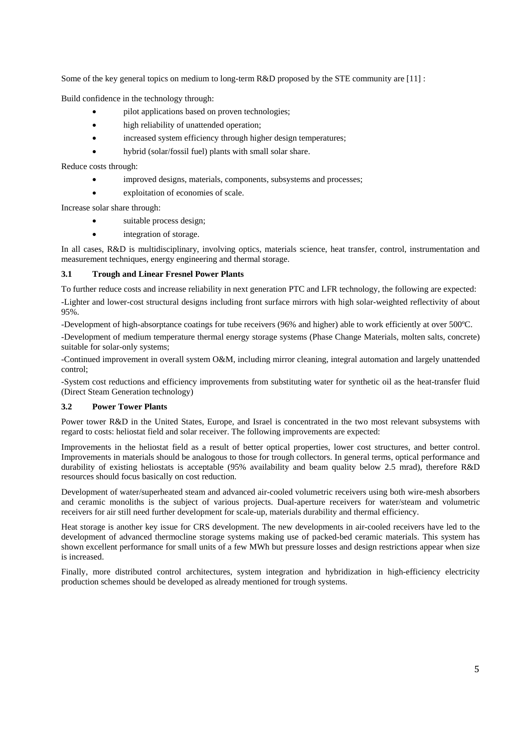Some of the key general topics on medium to long-term R&D proposed by the STE community are [11] :

Build confidence in the technology through:

- pilot applications based on proven technologies;
- high reliability of unattended operation;
- increased system efficiency through higher design temperatures;
- hybrid (solar/fossil fuel) plants with small solar share.

Reduce costs through:

- improved designs, materials, components, subsystems and processes;
- exploitation of economies of scale.

Increase solar share through:

- suitable process design;
- integration of storage.

In all cases, R&D is multidisciplinary, involving optics, materials science, heat transfer, control, instrumentation and measurement techniques, energy engineering and thermal storage.

### 3.1 Trough and Linear Fresnel Power Plants

To further reduce costs and increase reliability in next generation PTC and LFR technology, the following are expected:

-Lighter and lower-cost structural designs including front surface mirrors with high solar-weighted reflectivity of about 95%.

-Development of high-absorptance coatings for tube receivers (96% and higher) able to work efficiently at over 500ºC.

-Development of medium temperature thermal energy storage systems (Phase Change Materials, molten salts, concrete) suitable for solar-only systems;

-Continued improvement in overall system O&M, including mirror cleaning, integral automation and largely unattended control;

-System cost reductions and efficiency improvements from substituting water for synthetic oil as the heat-transfer fluid (Direct Steam Generation technology)

### 3.2 Power Tower Plants

Power tower R&D in the United States, Europe, and Israel is concentrated in the two most relevant subsystems with regard to costs: heliostat field and solar receiver. The following improvements are expected:

Improvements in the heliostat field as a result of better optical properties, lower cost structures, and better control. Improvements in materials should be analogous to those for trough collectors. In general terms, optical performance and durability of existing heliostats is acceptable (95% availability and beam quality below 2.5 mrad), therefore R&D resources should focus basically on cost reduction.

Development of water/superheated steam and advanced air-cooled volumetric receivers using both wire-mesh absorbers and ceramic monoliths is the subject of various projects. Dual-aperture receivers for water/steam and volumetric receivers for air still need further development for scale-up, materials durability and thermal efficiency.

Heat storage is another key issue for CRS development. The new developments in air-cooled receivers have led to the development of advanced thermocline storage systems making use of packed-bed ceramic materials. This system has shown excellent performance for small units of a few MWh but pressure losses and design restrictions appear when size is increased.

Finally, more distributed control architectures, system integration and hybridization in high-efficiency electricity production schemes should be developed as already mentioned for trough systems.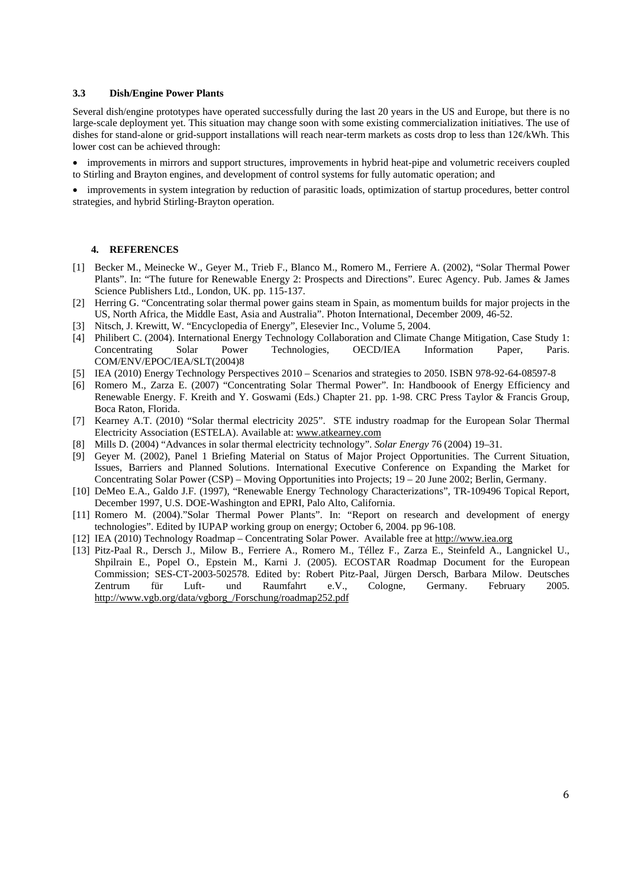### 3.3 Dish/Engine Power Plants

Several dish/engine prototypes have operated successfully during the last 20 years in the US and Europe, but there is no large-scale deployment yet. This situation may change soon with some existing commercialization initiatives. The use of dishes for stand-alone or grid-support installations will reach near-term markets as costs drop to less than 12¢/kWh. This lower cost can be achieved through:

- improvements in mirrors and support structures, improvements in hybrid heat-pipe and volumetric receivers coupled to Stirling and Brayton engines, and development of control systems for fully automatic operation; and
- improvements in system integration by reduction of parasitic loads, optimization of startup procedures, better control strategies, and hybrid Stirling-Brayton operation.

## 4. REFERENCES

[1] Becker M., Meinecke W., Geyer M., Trieb F., Blanco M., Romero M., Ferriere A. (2002), "Solar Thermal Power Plants". In: "The future for Renewable Energy 2: Prospects and Directions". Eurec Agency. Pub. James & James Science Publishers Ltd., London, UK. pp. 115-137.

[2] Herring G. "Concentrating solar thermal power gains steam in Spain, as momentum builds for major projects in the US, North Africa, the Middle East, Asia and Australia". Photon International, December 2009, 46-52.

[3] Nitsch, J. Krewitt, W. "Encyclopedia of Energy", Elesevier Inc., Volume 5, 2004.

[4] Philibert C. (2004). International Energy Technology Collaboration and Climate Change Mitigation, Case Study 1: Concentrating Solar Power Technologies, OECD/IEA Information Paper, Paris. COM/ENV/EPOC/IEA/SLT(2004)8

[5] IEA (2010) Energy Technology Perspectives 2010 – Scenarios and strategies to 2050. ISBN 978-92-64-08597-8

[6] Romero M., Zarza E. (2007) "Concentrating Solar Thermal Power". In: Handboook of Energy Efficiency and Renewable Energy. F. Kreith and Y. Goswami (Eds.) Chapter 21. pp. 1-98. CRC Press Taylor & Francis Group, Boca Raton, Florida.

[7] Kearney A.T. (2010) "Solar thermal electricity 2025". STE industry roadmap for the European Solar Thermal Electricity Association (ESTELA). Available at: www.atkearney.com

[8] Mills D. (2004) "Advances in solar thermal electricity technology". *Solar Energy* 76 (2004) 19–31.

[9] Geyer M. (2002), Panel 1 Briefing Material on Status of Major Project Opportunities. The Current Situation, Issues, Barriers and Planned Solutions. International Executive Conference on Expanding the Market for Concentrating Solar Power (CSP) – Moving Opportunities into Projects; 19 – 20 June 2002; Berlin, Germany.

[10] DeMeo E.A., Galdo J.F. (1997), "Renewable Energy Technology Characterizations", TR-109496 Topical Report, December 1997, U.S. DOE-Washington and EPRI, Palo Alto, California.

[11] Romero M. (2004)."Solar Thermal Power Plants". In: "Report on research and development of energy technologies". Edited by IUPAP working group on energy; October 6, 2004. pp 96-108.

[12] IEA (2010) Technology Roadmap – Concentrating Solar Power. Available free at http://www.iea.org

[13] Pitz-Paal R., Dersch J., Milow B., Ferriere A., Romero M., Téllez F., Zarza E., Steinfeld A., Langnickel U., Shpilrain E., Popel O., Epstein M., Karni J. (2005). ECOSTAR Roadmap Document for the European Commission; SES-CT-2003-502578. Edited by: Robert Pitz-Paal, Jürgen Dersch, Barbara Milow. Deutsches Zentrum für Luft- und Raumfahrt e.V., Cologne, Germany. February 2005. http://www.vgb.org/data/vgborg_/Forschung/roadmap252.pdf